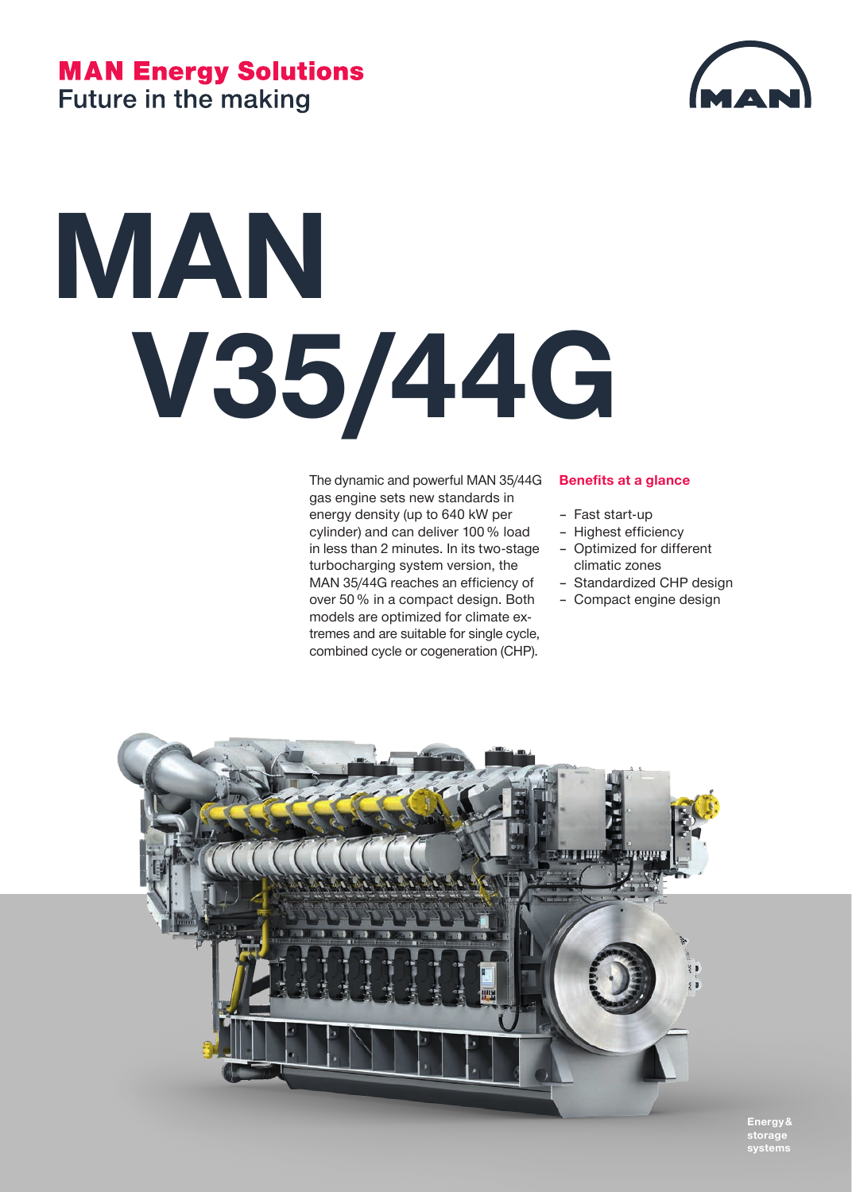**MAN Energy Solutions**
Future in the making

# MAN V35/44G

The dynamic and powerful MAN 35/44G gas engine sets new standards in energy density (up to 640 kW per cylinder) and can deliver 100 % load in less than 2 minutes. In its two-stage turbocharging system version, the MAN 35/44G reaches an efficiency of over 50 % in a compact design. Both models are optimized for climate extremes and are suitable for single cycle, combined cycle or cogeneration (CHP).

**Benefits at a glance**

- Fast start-up
- Highest efficiency
- Optimized for different climatic zones
- Standardized CHP design
- Compact engine design

Energy & storage systems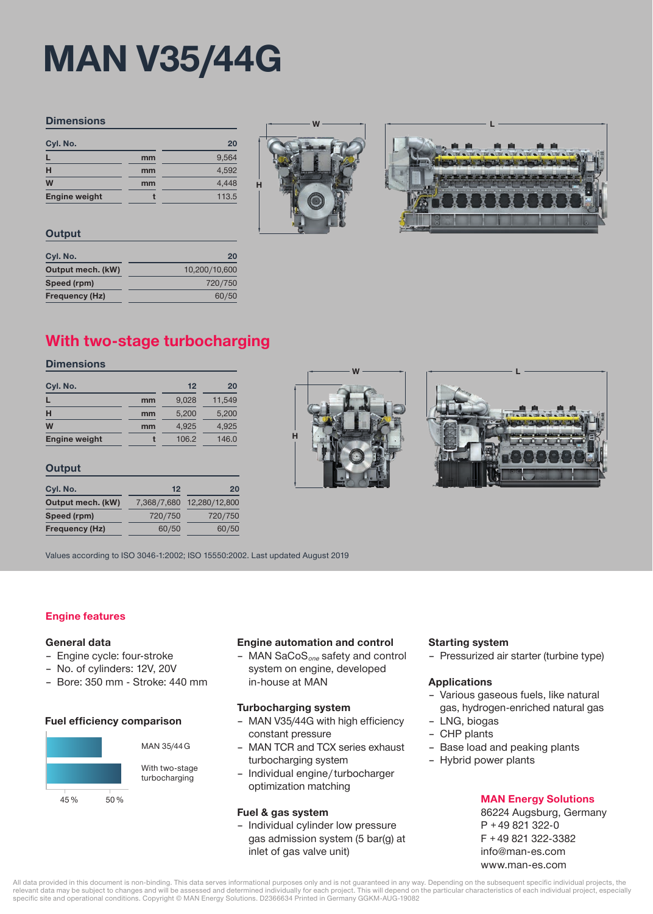# MAN V35/44G

## Dimensions

| Cyl. No. | | 20 |
|---|---|---|
| L | mm | 9,564 |
| H | mm | 4,592 |
| W | mm | 4,448 |
| Engine weight | t | 113.5 |

W

H

L

## Output

| Cyl. No. | 20 |
|---|---|
| Output mech. (kW) | 10,200/10,600 |
| Speed (rpm) | 720/750 |
| Frequency (Hz) | 60/50 |

## With two-stage turbocharging

### Dimensions

| Cyl. No. | | 12 | 20 |
|---|---|---|---|
| L | mm | 9,028 | 11,549 |
| H | mm | 5,200 | 5,200 |
| W | mm | 4,925 | 4,925 |
| Engine weight | t | 106.2 | 146.0 |

W

H

L

### Output

| Cyl. No. | 12 | 20 |
|---|---|---|
| Output mech. (kW) | 7,368/7,680 | 12,280/12,800 |
| Speed (rpm) | 720/750 | 720/750 |
| Frequency (Hz) | 60/50 | 60/50 |

Values according to ISO 3046-1:2002; ISO 15550:2002. Last updated August 2019

## Engine features

### General data
- Engine cycle: four-stroke
- No. of cylinders: 12V, 20V
- Bore: 350 mm - Stroke: 440 mm

### Fuel efficiency comparison

MAN 35/44 G

With two-stage turbocharging

45 %

50 %

### Engine automation and control
- MAN SaCoS$_{one}$ safety and control system on engine, developed in-house at MAN

### Turbocharging system
- MAN V35/44G with high efficiency constant pressure
- MAN TCR and TCX series exhaust turbocharging system
- Individual engine/turbocharger optimization matching

### Fuel & gas system
- Individual cylinder low pressure gas admission system (5 bar(g) at inlet of gas valve unit)

### Starting system
- Pressurized air starter (turbine type)

### Applications
- Various gaseous fuels, like natural gas, hydrogen-enriched natural gas
- LNG, biogas
- CHP plants
- Base load and peaking plants
- Hybrid power plants

**MAN Energy Solutions**
86224 Augsburg, Germany
P + 49 821 322-0
F + 49 821 322-3382
info@man-es.com
www.man-es.com

All data provided in this document is non-binding. This data serves informational purposes only and is not guaranteed in any way. Depending on the subsequent specific individual projects, the relevant data may be subject to changes and will be assessed and determined individually for each project. This will depend on the particular characteristics of each individual project, especially specific site and operational conditions. Copyright © MAN Energy Solutions. D2366634 Printed in Germany GGKM-AUG-19082